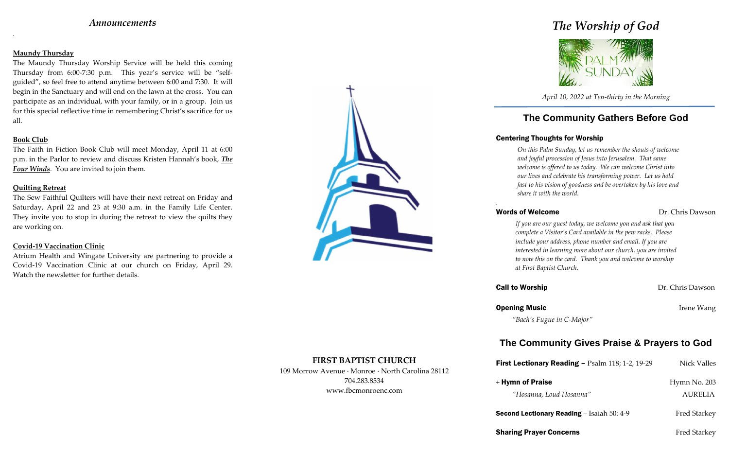## *Announcements*

.

**Maundy Thursday**

The Maundy Thursday Worship Service will be held this coming Thursday from 6:00-7:30 p.m. This year's service will be "self-guided", so feel free to attend anytime between 6:00 and 7:30. It will begin in the Sanctuary and will end on the lawn at the cross. You can participate as an individual, with your family, or in a group. Join us for this special reflective time in remembering Christ's sacrifice for us all.

**Book Club**

The Faith in Fiction Book Club will meet Monday, April 11 at 6:00 p.m. in the Parlor to review and discuss Kristen Hannah's book, ***The Four Winds***. You are invited to join them.

**Quilting Retreat**

The Sew Faithful Quilters will have their next retreat on Friday and Saturday, April 22 and 23 at 9:30 a.m. in the Family Life Center. They invite you to stop in during the retreat to view the quilts they are working on.

**Covid-19 Vaccination Clinic**

Atrium Health and Wingate University are partnering to provide a Covid-19 Vaccination Clinic at our church on Friday, April 29. Watch the newsletter for further details.

**FIRST BAPTIST CHURCH**

109 Morrow Avenue · Monroe · North Carolina 28112
704.283.8534
www.fbcmonroenc.com

# *The Worship of God*

PALM SUNDAY

*April 10, 2022 at Ten-thirty in the Morning*

## The Community Gathers Before God

**Centering Thoughts for Worship**

*On this Palm Sunday, let us remember the shouts of welcome and joyful procession of Jesus into Jerusalem. That same welcome is offered to us today. We can welcome Christ into our lives and celebrate his transforming power. Let us hold fast to his vision of goodness and be overtaken by his love and share it with the world.*

**Words of Welcome** — Dr. Chris Dawson

*If you are our guest today, we welcome you and ask that you complete a Visitor's Card available in the pew racks. Please include your address, phone number and email. If you are interested in learning more about our church, you are invited to note this on the card. Thank you and welcome to worship at First Baptist Church.*

**Call to Worship** — Dr. Chris Dawson

**Opening Music** — Irene Wang

*"Bach's Fugue in C-Major"*

## The Community Gives Praise & Prayers to God

**First Lectionary Reading –** Psalm 118; 1-2, 19-29 — Nick Valles

\+ **Hymn of Praise** — Hymn No. 203

*"Hosanna, Loud Hosanna"* — AURELIA

**Second Lectionary Reading** – Isaiah 50: 4-9 — Fred Starkey

**Sharing Prayer Concerns** — Fred Starkey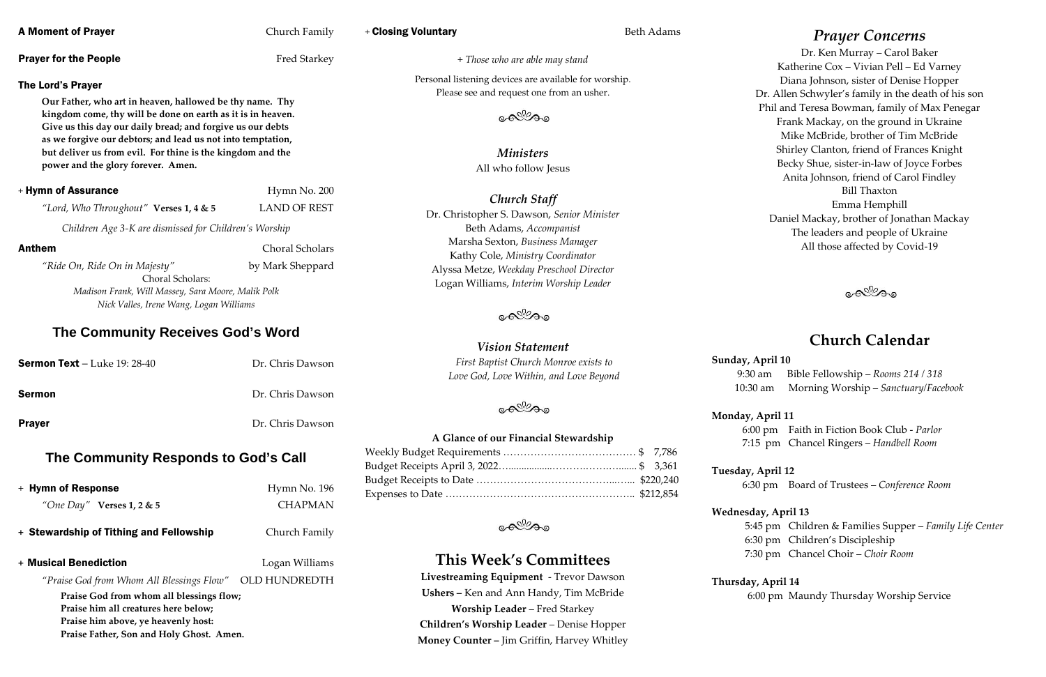**A Moment of Prayer** Church Family

**Prayer for the People** Fred Starkey

**The Lord's Prayer**

**Our Father, who art in heaven, hallowed be thy name. Thy kingdom come, thy will be done on earth as it is in heaven. Give us this day our daily bread; and forgive us our debts as we forgive our debtors; and lead us not into temptation, but deliver us from evil. For thine is the kingdom and the power and the glory forever. Amen.**

+ **Hymn of Assurance** Hymn No. 200

*"Lord, Who Throughout"* **Verses 1, 4 & 5** LAND OF REST

*Children Age 3-K are dismissed for Children's Worship*

**Anthem** Choral Scholars

*"Ride On, Ride On in Majesty"* by Mark Sheppard

Choral Scholars:
*Madison Frank, Will Massey, Sara Moore, Malik Polk*
*Nick Valles, Irene Wang, Logan Williams*

## The Community Receives God's Word

**Sermon Text** – Luke 19: 28-40 Dr. Chris Dawson

**Sermon** Dr. Chris Dawson

**Prayer** Dr. Chris Dawson

## The Community Responds to God's Call

+ **Hymn of Response** Hymn No. 196

*"One Day"* **Verses 1, 2 & 5** CHAPMAN

+ **Stewardship of Tithing and Fellowship** Church Family

+ **Musical Benediction** Logan Williams

*"Praise God from Whom All Blessings Flow"* OLD HUNDREDTH

**Praise God from whom all blessings flow;**
**Praise him all creatures here below;**
**Praise him above, ye heavenly host:**
**Praise Father, Son and Holy Ghost. Amen.**

+ **Closing Voluntary** Beth Adams

*+ Those who are able may stand*

Personal listening devices are available for worship. Please see and request one from an usher.

### *Ministers*

All who follow Jesus

### *Church Staff*

Dr. Christopher S. Dawson, *Senior Minister*
Beth Adams, *Accompanist*
Marsha Sexton, *Business Manager*
Kathy Cole, *Ministry Coordinator*
Alyssa Metze, *Weekday Preschool Director*
Logan Williams, *Interim Worship Leader*

### *Vision Statement*

*First Baptist Church Monroe exists to Love God, Love Within, and Love Beyond*

**A Glance of our Financial Stewardship**

| | |
|---|---|
| Weekly Budget Requirements | $ 7,786 |
| Budget Receipts April 3, 2022 | $ 3,361 |
| Budget Receipts to Date | $220,240 |
| Expenses to Date | $212,854 |

## This Week's Committees

**Livestreaming Equipment** - Trevor Dawson
**Ushers –** Ken and Ann Handy, Tim McBride
**Worship Leader** – Fred Starkey
**Children's Worship Leader** – Denise Hopper
**Money Counter –** Jim Griffin, Harvey Whitley

## *Prayer Concerns*

Dr. Ken Murray – Carol Baker
Katherine Cox – Vivian Pell – Ed Varney
Diana Johnson, sister of Denise Hopper
Dr. Allen Schwyler's family in the death of his son
Phil and Teresa Bowman, family of Max Penegar
Frank Mackay, on the ground in Ukraine
Mike McBride, brother of Tim McBride
Shirley Clanton, friend of Frances Knight
Becky Shue, sister-in-law of Joyce Forbes
Anita Johnson, friend of Carol Findley
Bill Thaxton
Emma Hemphill
Daniel Mackay, brother of Jonathan Mackay
The leaders and people of Ukraine
All those affected by Covid-19

## Church Calendar

**Sunday, April 10**
9:30 am Bible Fellowship – *Rooms 214 / 318*
10:30 am Morning Worship – *Sanctuary/Facebook*

**Monday, April 11**
6:00 pm Faith in Fiction Book Club - *Parlor*
7:15 pm Chancel Ringers – *Handbell Room*

**Tuesday, April 12**
6:30 pm Board of Trustees – *Conference Room*

**Wednesday, April 13**
5:45 pm Children & Families Supper – *Family Life Center*
6:30 pm Children's Discipleship
7:30 pm Chancel Choir – *Choir Room*

**Thursday, April 14**
6:00 pm Maundy Thursday Worship Service